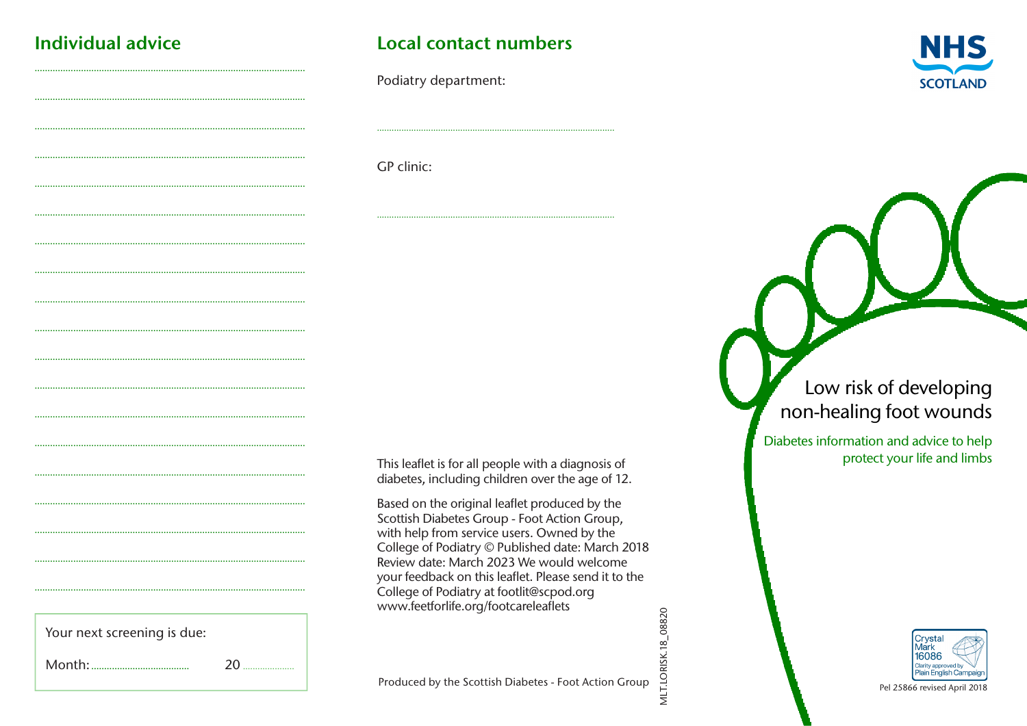## Individual advice

........................................................................................................

........................................................................................................

........................................................................................................

........................................................................................................

........................................................................................................

........................................................................................................

........................................................................................................

........................................................................................................

........................................................................................................

........................................................................................................

........................................................................................................

........................................................................................................

........................................................................................................

........................................................................................................

........................................................................................................

........................................................................................................

........................................................................................................

........................................................................................................

........................................................................................................

Your next screening is due:

Month: ...................................... 20 ...................

## Local contact numbers

Podiatry department:

........................................................................................................

GP clinic:

........................................................................................................

This leaflet is for all people with a diagnosis of diabetes, including children over the age of 12.

Based on the original leaflet produced by the Scottish Diabetes Group - Foot Action Group, with help from service users. Owned by the College of Podiatry © Published date: March 2018 Review date: March 2023 We would welcome your feedback on this leaflet. Please send it to the College of Podiatry at footlit@scpod.org www.feetforlife.org/footcareleaflets

Produced by the Scottish Diabetes - Foot Action Group

MLT.LORISK.18_08820

NHS SCOTLAND

# Low risk of developing non-healing foot wounds

Diabetes information and advice to help protect your life and limbs

Crystal Mark 16086 Clarity approved by Plain English Campaign

Pel 25866 revised April 2018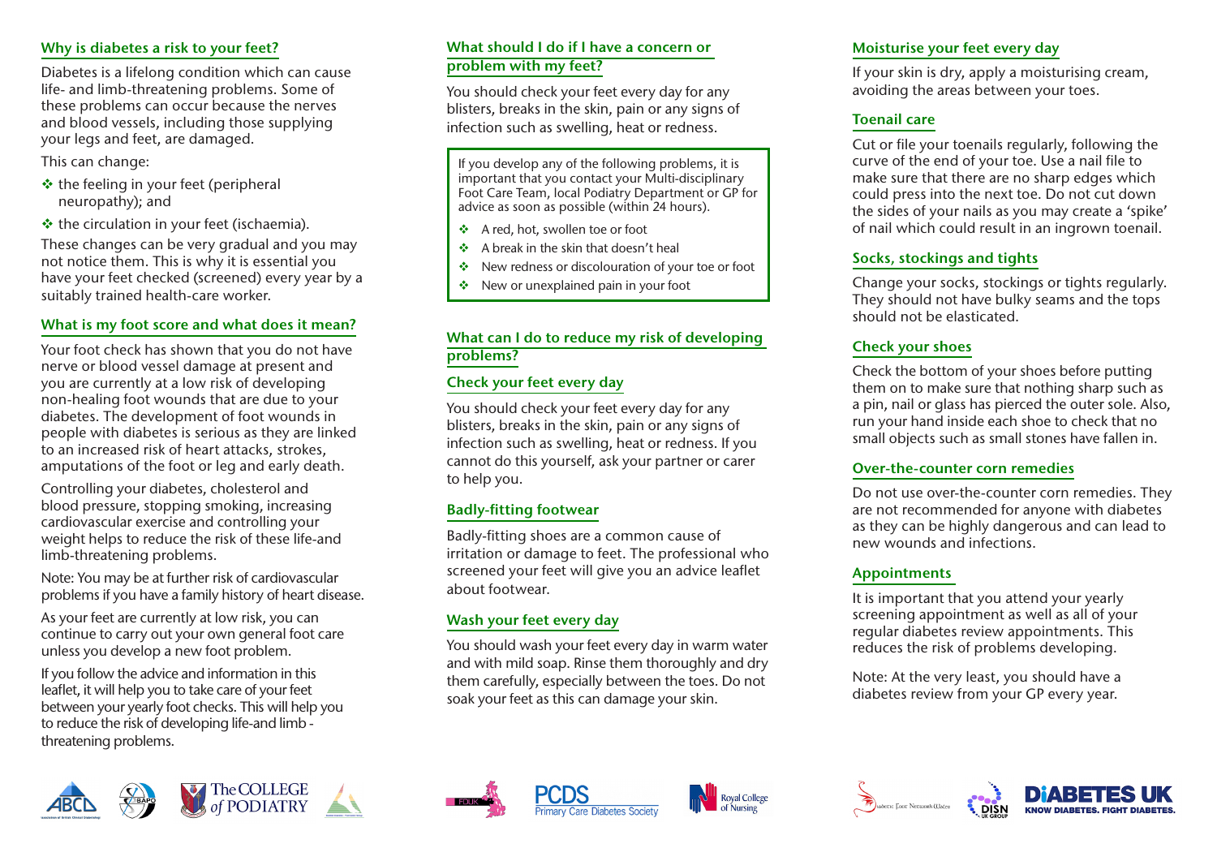## Why is diabetes a risk to your feet?

Diabetes is a lifelong condition which can cause life- and limb-threatening problems. Some of these problems can occur because the nerves and blood vessels, including those supplying your legs and feet, are damaged.

This can change:

- the feeling in your feet (peripheral neuropathy); and
- the circulation in your feet (ischaemia).

These changes can be very gradual and you may not notice them. This is why it is essential you have your feet checked (screened) every year by a suitably trained health-care worker.

## What is my foot score and what does it mean?

Your foot check has shown that you do not have nerve or blood vessel damage at present and you are currently at a low risk of developing non-healing foot wounds that are due to your diabetes. The development of foot wounds in people with diabetes is serious as they are linked to an increased risk of heart attacks, strokes, amputations of the foot or leg and early death.

Controlling your diabetes, cholesterol and blood pressure, stopping smoking, increasing cardiovascular exercise and controlling your weight helps to reduce the risk of these life-and limb-threatening problems.

Note: You may be at further risk of cardiovascular problems if you have a family history of heart disease.

As your feet are currently at low risk, you can continue to carry out your own general foot care unless you develop a new foot problem.

If you follow the advice and information in this leaflet, it will help you to take care of your feet between your yearly foot checks. This will help you to reduce the risk of developing life-and limb - threatening problems.

## What should I do if I have a concern or problem with my feet?

You should check your feet every day for any blisters, breaks in the skin, pain or any signs of infection such as swelling, heat or redness.

If you develop any of the following problems, it is important that you contact your Multi-disciplinary Foot Care Team, local Podiatry Department or GP for advice as soon as possible (within 24 hours).

- A red, hot, swollen toe or foot
- A break in the skin that doesn't heal
- New redness or discolouration of your toe or foot
- New or unexplained pain in your foot

## What can I do to reduce my risk of developing problems?

### Check your feet every day

You should check your feet every day for any blisters, breaks in the skin, pain or any signs of infection such as swelling, heat or redness. If you cannot do this yourself, ask your partner or carer to help you.

### Badly-fitting footwear

Badly-fitting shoes are a common cause of irritation or damage to feet. The professional who screened your feet will give you an advice leaflet about footwear.

### Wash your feet every day

You should wash your feet every day in warm water and with mild soap. Rinse them thoroughly and dry them carefully, especially between the toes. Do not soak your feet as this can damage your skin.

### Moisturise your feet every day

If your skin is dry, apply a moisturising cream, avoiding the areas between your toes.

### Toenail care

Cut or file your toenails regularly, following the curve of the end of your toe. Use a nail file to make sure that there are no sharp edges which could press into the next toe. Do not cut down the sides of your nails as you may create a 'spike' of nail which could result in an ingrown toenail.

### Socks, stockings and tights

Change your socks, stockings or tights regularly. They should not have bulky seams and the tops should not be elasticated.

### Check your shoes

Check the bottom of your shoes before putting them on to make sure that nothing sharp such as a pin, nail or glass has pierced the outer sole. Also, run your hand inside each shoe to check that no small objects such as small stones have fallen in.

### Over-the-counter corn remedies

Do not use over-the-counter corn remedies. They are not recommended for anyone with diabetes as they can be highly dangerous and can lead to new wounds and infections.

### Appointments

It is important that you attend your yearly screening appointment as well as all of your regular diabetes review appointments. This reduces the risk of problems developing.

Note: At the very least, you should have a diabetes review from your GP every year.

ABCD · BAPO · The COLLEGE of PODIATRY · FDUK · PCDS Primary Care Diabetes Society · Royal College of Nursing · Diabetic Foot Network Wales · DISN UK GROUP · DIABETES UK KNOW DIABETES. FIGHT DIABETES.